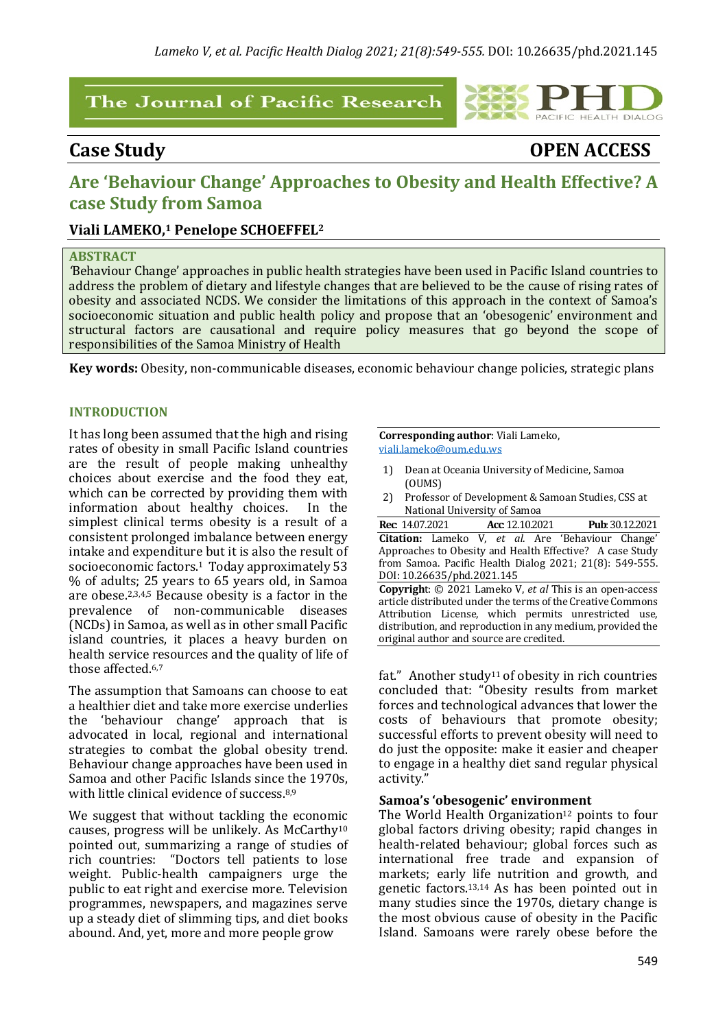The Journal of Pacific Research

## Case Study

**OPEN ACCESS**

# Are 'Behaviour Change' Approaches to Obesity and Health Effective? A case Study from Samoa

**Viali LAMEKO,[1] Penelope SCHOEFFEL[2]**

### ABSTRACT

'Behaviour Change' approaches in public health strategies have been used in Pacific Island countries to address the problem of dietary and lifestyle changes that are believed to be the cause of rising rates of obesity and associated NCDS. We consider the limitations of this approach in the context of Samoa's socioeconomic situation and public health policy and propose that an 'obesogenic' environment and structural factors are causational and require policy measures that go beyond the scope of responsibilities of the Samoa Ministry of Health

**Key words:** Obesity, non-communicable diseases, economic behaviour change policies, strategic plans

**Corresponding author**: Viali Lameko, viali.lameko@oum.edu.ws

1) Dean at Oceania University of Medicine, Samoa (OUMS)
2) Professor of Development & Samoan Studies, CSS at National University of Samoa

**Rec**: 14.07.2021 **Acc**: 12.10.2021 **Pub**: 30.12.2021

**Citation:** Lameko V, *et al.* Are 'Behaviour Change' Approaches to Obesity and Health Effective? A case Study from Samoa. Pacific Health Dialog 2021; 21(8): 549-555. DOI: 10.26635/phd.2021.145

**Copyright**: © 2021 Lameko V, *et al* This is an open-access article distributed under the terms of the Creative Commons Attribution License, which permits unrestricted use, distribution, and reproduction in any medium, provided the original author and source are credited.

## INTRODUCTION

It has long been assumed that the high and rising rates of obesity in small Pacific Island countries are the result of people making unhealthy choices about exercise and the food they eat, which can be corrected by providing them with information about healthy choices. In the simplest clinical terms obesity is a result of a consistent prolonged imbalance between energy intake and expenditure but it is also the result of socioeconomic factors.[1] Today approximately 53 % of adults; 25 years to 65 years old, in Samoa are obese.[2,3,4,5] Because obesity is a factor in the prevalence of non-communicable diseases (NCDs) in Samoa, as well as in other small Pacific island countries, it places a heavy burden on health service resources and the quality of life of those affected.[6,7]

The assumption that Samoans can choose to eat a healthier diet and take more exercise underlies the 'behaviour change' approach that is advocated in local, regional and international strategies to combat the global obesity trend. Behaviour change approaches have been used in Samoa and other Pacific Islands since the 1970s, with little clinical evidence of success.[8,9]

We suggest that without tackling the economic causes, progress will be unlikely. As McCarthy[10] pointed out, summarizing a range of studies of rich countries: "Doctors tell patients to lose weight. Public-health campaigners urge the public to eat right and exercise more. Television programmes, newspapers, and magazines serve up a steady diet of slimming tips, and diet books abound. And, yet, more and more people grow fat." Another study[11] of obesity in rich countries concluded that: "Obesity results from market forces and technological advances that lower the costs of behaviours that promote obesity; successful efforts to prevent obesity will need to do just the opposite: make it easier and cheaper to engage in a healthy diet sand regular physical activity."

### Samoa's 'obesogenic' environment

The World Health Organization[12] points to four global factors driving obesity; rapid changes in health-related behaviour; global forces such as international free trade and expansion of markets; early life nutrition and growth, and genetic factors.[13,14] As has been pointed out in many studies since the 1970s, dietary change is the most obvious cause of obesity in the Pacific Island. Samoans were rarely obese before the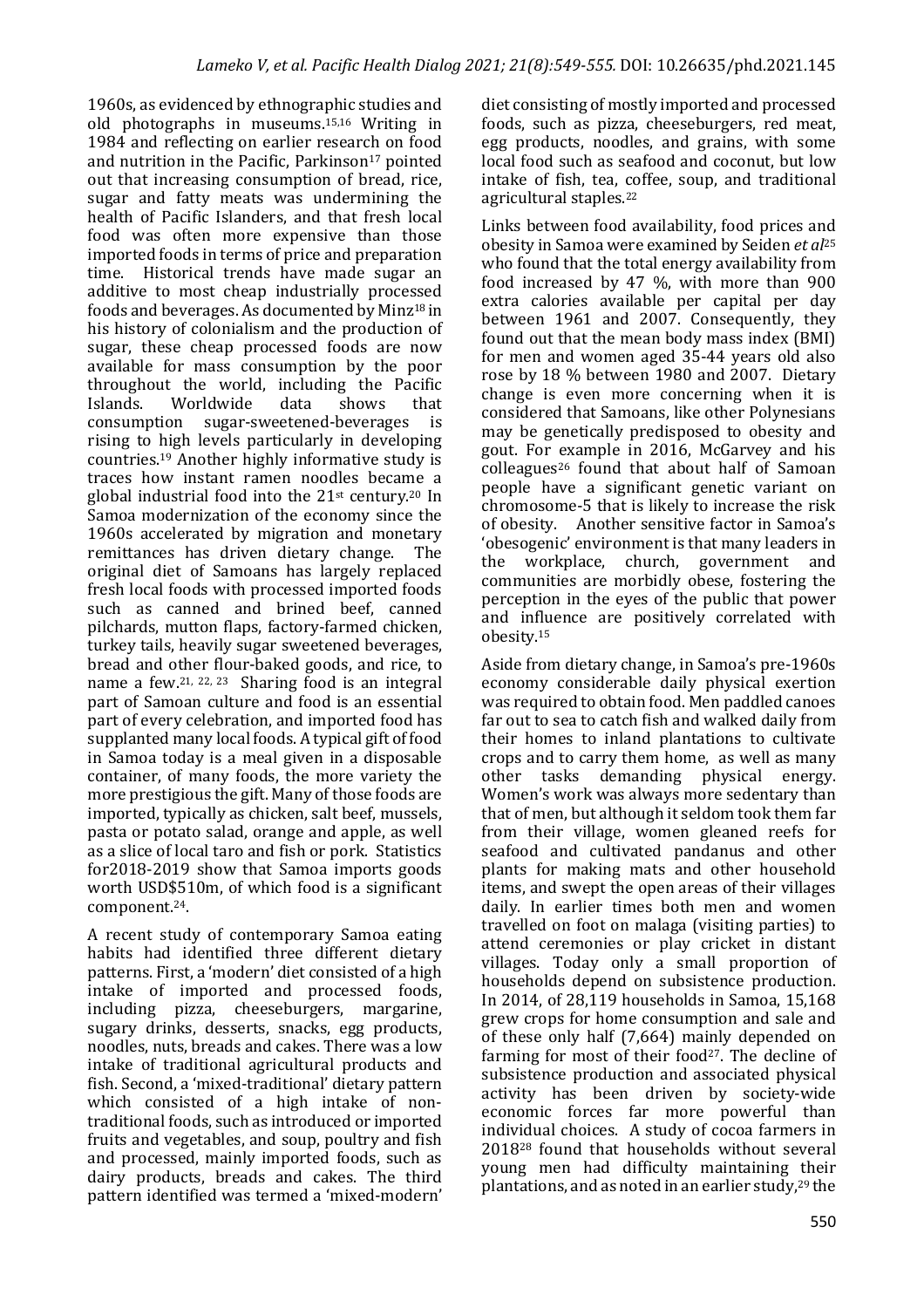1960s, as evidenced by ethnographic studies and old photographs in museums.[15,16] Writing in 1984 and reflecting on earlier research on food and nutrition in the Pacific, Parkinson[17] pointed out that increasing consumption of bread, rice, sugar and fatty meats was undermining the health of Pacific Islanders, and that fresh local food was often more expensive than those imported foods in terms of price and preparation time. Historical trends have made sugar an additive to most cheap industrially processed foods and beverages. As documented by Minz[18] in his history of colonialism and the production of sugar, these cheap processed foods are now available for mass consumption by the poor throughout the world, including the Pacific Islands. Worldwide data shows that consumption sugar-sweetened-beverages is rising to high levels particularly in developing countries.[19] Another highly informative study is traces how instant ramen noodles became a global industrial food into the 21st century.[20] In Samoa modernization of the economy since the 1960s accelerated by migration and monetary remittances has driven dietary change. The original diet of Samoans has largely replaced fresh local foods with processed imported foods such as canned and brined beef, canned pilchards, mutton flaps, factory-farmed chicken, turkey tails, heavily sugar sweetened beverages, bread and other flour-baked goods, and rice, to name a few.[21, 22, 23] Sharing food is an integral part of Samoan culture and food is an essential part of every celebration, and imported food has supplanted many local foods. A typical gift of food in Samoa today is a meal given in a disposable container, of many foods, the more variety the more prestigious the gift. Many of those foods are imported, typically as chicken, salt beef, mussels, pasta or potato salad, orange and apple, as well as a slice of local taro and fish or pork. Statistics for2018-2019 show that Samoa imports goods worth USD$510m, of which food is a significant component.[24].

A recent study of contemporary Samoa eating habits had identified three different dietary patterns. First, a 'modern' diet consisted of a high intake of imported and processed foods, including pizza, cheeseburgers, margarine, sugary drinks, desserts, snacks, egg products, noodles, nuts, breads and cakes. There was a low intake of traditional agricultural products and fish. Second, a 'mixed-traditional' dietary pattern which consisted of a high intake of non-traditional foods, such as introduced or imported fruits and vegetables, and soup, poultry and fish and processed, mainly imported foods, such as dairy products, breads and cakes. The third pattern identified was termed a 'mixed-modern' diet consisting of mostly imported and processed foods, such as pizza, cheeseburgers, red meat, egg products, noodles, and grains, with some local food such as seafood and coconut, but low intake of fish, tea, coffee, soup, and traditional agricultural staples.[22]

Links between food availability, food prices and obesity in Samoa were examined by Seiden *et al*[25] who found that the total energy availability from food increased by 47 %, with more than 900 extra calories available per capital per day between 1961 and 2007. Consequently, they found out that the mean body mass index (BMI) for men and women aged 35-44 years old also rose by 18 % between 1980 and 2007. Dietary change is even more concerning when it is considered that Samoans, like other Polynesians may be genetically predisposed to obesity and gout. For example in 2016, McGarvey and his colleagues[26] found that about half of Samoan people have a significant genetic variant on chromosome-5 that is likely to increase the risk of obesity. Another sensitive factor in Samoa's 'obesogenic' environment is that many leaders in the workplace, church, government and communities are morbidly obese, fostering the perception in the eyes of the public that power and influence are positively correlated with obesity.[15]

Aside from dietary change, in Samoa's pre-1960s economy considerable daily physical exertion was required to obtain food. Men paddled canoes far out to sea to catch fish and walked daily from their homes to inland plantations to cultivate crops and to carry them home, as well as many other tasks demanding physical energy. Women's work was always more sedentary than that of men, but although it seldom took them far from their village, women gleaned reefs for seafood and cultivated pandanus and other plants for making mats and other household items, and swept the open areas of their villages daily. In earlier times both men and women travelled on foot on malaga (visiting parties) to attend ceremonies or play cricket in distant villages. Today only a small proportion of households depend on subsistence production. In 2014, of 28,119 households in Samoa, 15,168 grew crops for home consumption and sale and of these only half (7,664) mainly depended on farming for most of their food[27]. The decline of subsistence production and associated physical activity has been driven by society-wide economic forces far more powerful than individual choices. A study of cocoa farmers in 2018[28] found that households without several young men had difficulty maintaining their plantations, and as noted in an earlier study,[29] the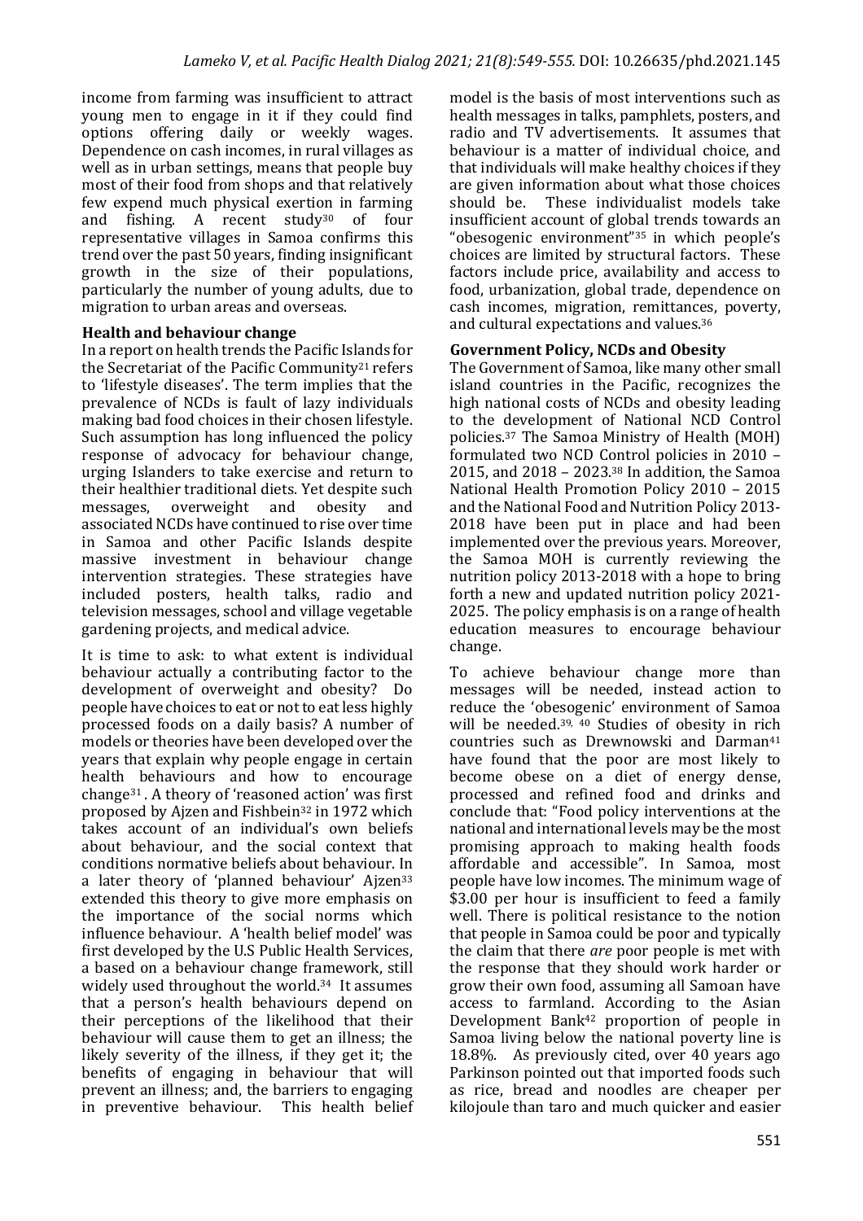income from farming was insufficient to attract young men to engage in it if they could find options offering daily or weekly wages. Dependence on cash incomes, in rural villages as well as in urban settings, means that people buy most of their food from shops and that relatively few expend much physical exertion in farming and fishing. A recent study[30] of four representative villages in Samoa confirms this trend over the past 50 years, finding insignificant growth in the size of their populations, particularly the number of young adults, due to migration to urban areas and overseas.

### Health and behaviour change

In a report on health trends the Pacific Islands for the Secretariat of the Pacific Community[21] refers to 'lifestyle diseases'. The term implies that the prevalence of NCDs is fault of lazy individuals making bad food choices in their chosen lifestyle. Such assumption has long influenced the policy response of advocacy for behaviour change, urging Islanders to take exercise and return to their healthier traditional diets. Yet despite such messages, overweight and obesity and associated NCDs have continued to rise over time in Samoa and other Pacific Islands despite massive investment in behaviour change intervention strategies. These strategies have included posters, health talks, radio and television messages, school and village vegetable gardening projects, and medical advice.

It is time to ask: to what extent is individual behaviour actually a contributing factor to the development of overweight and obesity? Do people have choices to eat or not to eat less highly processed foods on a daily basis? A number of models or theories have been developed over the years that explain why people engage in certain health behaviours and how to encourage change[31]. A theory of 'reasoned action' was first proposed by Ajzen and Fishbein[32] in 1972 which takes account of an individual's own beliefs about behaviour, and the social context that conditions normative beliefs about behaviour. In a later theory of 'planned behaviour' Ajzen[33] extended this theory to give more emphasis on the importance of the social norms which influence behaviour. A 'health belief model' was first developed by the U.S Public Health Services, a based on a behaviour change framework, still widely used throughout the world.[34] It assumes that a person's health behaviours depend on their perceptions of the likelihood that their behaviour will cause them to get an illness; the likely severity of the illness, if they get it; the benefits of engaging in behaviour that will prevent an illness; and, the barriers to engaging in preventive behaviour. This health belief model is the basis of most interventions such as health messages in talks, pamphlets, posters, and radio and TV advertisements. It assumes that behaviour is a matter of individual choice, and that individuals will make healthy choices if they are given information about what those choices should be. These individualist models take insufficient account of global trends towards an "obesogenic environment"[35] in which people's choices are limited by structural factors. These factors include price, availability and access to food, urbanization, global trade, dependence on cash incomes, migration, remittances, poverty, and cultural expectations and values.[36]

### Government Policy, NCDs and Obesity

The Government of Samoa, like many other small island countries in the Pacific, recognizes the high national costs of NCDs and obesity leading to the development of National NCD Control policies.[37] The Samoa Ministry of Health (MOH) formulated two NCD Control policies in 2010 – 2015, and 2018 – 2023.[38] In addition, the Samoa National Health Promotion Policy 2010 – 2015 and the National Food and Nutrition Policy 2013-2018 have been put in place and had been implemented over the previous years. Moreover, the Samoa MOH is currently reviewing the nutrition policy 2013-2018 with a hope to bring forth a new and updated nutrition policy 2021-2025. The policy emphasis is on a range of health education measures to encourage behaviour change.

To achieve behaviour change more than messages will be needed, instead action to reduce the 'obesogenic' environment of Samoa will be needed.[39, 40] Studies of obesity in rich countries such as Drewnowski and Darman[41] have found that the poor are most likely to become obese on a diet of energy dense, processed and refined food and drinks and conclude that: "Food policy interventions at the national and international levels may be the most promising approach to making health foods affordable and accessible". In Samoa, most people have low incomes. The minimum wage of $3.00 per hour is insufficient to feed a family well. There is political resistance to the notion that people in Samoa could be poor and typically the claim that there *are* poor people is met with the response that they should work harder or grow their own food, assuming all Samoan have access to farmland. According to the Asian Development Bank[42] proportion of people in Samoa living below the national poverty line is 18.8%. As previously cited, over 40 years ago Parkinson pointed out that imported foods such as rice, bread and noodles are cheaper per kilojoule than taro and much quicker and easier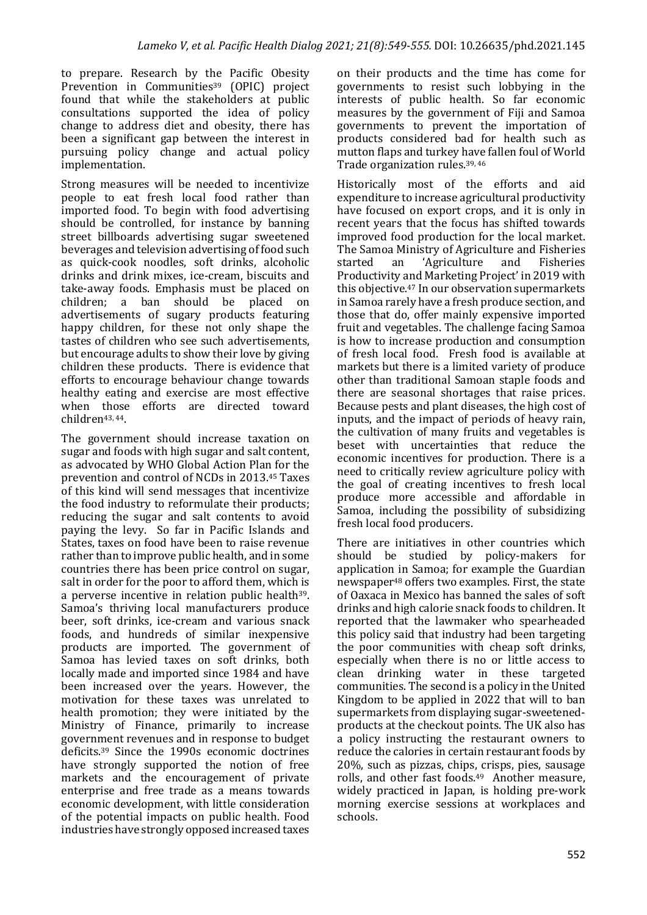to prepare. Research by the Pacific Obesity Prevention in Communities[39] (OPIC) project found that while the stakeholders at public consultations supported the idea of policy change to address diet and obesity, there has been a significant gap between the interest in pursuing policy change and actual policy implementation.

Strong measures will be needed to incentivize people to eat fresh local food rather than imported food. To begin with food advertising should be controlled, for instance by banning street billboards advertising sugar sweetened beverages and television advertising of food such as quick-cook noodles, soft drinks, alcoholic drinks and drink mixes, ice-cream, biscuits and take-away foods. Emphasis must be placed on children; a ban should be placed on advertisements of sugary products featuring happy children, for these not only shape the tastes of children who see such advertisements, but encourage adults to show their love by giving children these products. There is evidence that efforts to encourage behaviour change towards healthy eating and exercise are most effective when those efforts are directed toward children[43, 44].

The government should increase taxation on sugar and foods with high sugar and salt content, as advocated by WHO Global Action Plan for the prevention and control of NCDs in 2013.[45] Taxes of this kind will send messages that incentivize the food industry to reformulate their products; reducing the sugar and salt contents to avoid paying the levy. So far in Pacific Islands and States, taxes on food have been to raise revenue rather than to improve public health, and in some countries there has been price control on sugar, salt in order for the poor to afford them, which is a perverse incentive in relation public health[39]. Samoa's thriving local manufacturers produce beer, soft drinks, ice-cream and various snack foods, and hundreds of similar inexpensive products are imported. The government of Samoa has levied taxes on soft drinks, both locally made and imported since 1984 and have been increased over the years. However, the motivation for these taxes was unrelated to health promotion; they were initiated by the Ministry of Finance, primarily to increase government revenues and in response to budget deficits.[39] Since the 1990s economic doctrines have strongly supported the notion of free markets and the encouragement of private enterprise and free trade as a means towards economic development, with little consideration of the potential impacts on public health. Food industries have strongly opposed increased taxes on their products and the time has come for governments to resist such lobbying in the interests of public health. So far economic measures by the government of Fiji and Samoa governments to prevent the importation of products considered bad for health such as mutton flaps and turkey have fallen foul of World Trade organization rules.[39, 46]

Historically most of the efforts and aid expenditure to increase agricultural productivity have focused on export crops, and it is only in recent years that the focus has shifted towards improved food production for the local market. The Samoa Ministry of Agriculture and Fisheries started an 'Agriculture and Fisheries Productivity and Marketing Project' in 2019 with this objective.[47] In our observation supermarkets in Samoa rarely have a fresh produce section, and those that do, offer mainly expensive imported fruit and vegetables. The challenge facing Samoa is how to increase production and consumption of fresh local food. Fresh food is available at markets but there is a limited variety of produce other than traditional Samoan staple foods and there are seasonal shortages that raise prices. Because pests and plant diseases, the high cost of inputs, and the impact of periods of heavy rain, the cultivation of many fruits and vegetables is beset with uncertainties that reduce the economic incentives for production. There is a need to critically review agriculture policy with the goal of creating incentives to fresh local produce more accessible and affordable in Samoa, including the possibility of subsidizing fresh local food producers.

There are initiatives in other countries which should be studied by policy-makers for application in Samoa; for example the Guardian newspaper[48] offers two examples. First, the state of Oaxaca in Mexico has banned the sales of soft drinks and high calorie snack foods to children. It reported that the lawmaker who spearheaded this policy said that industry had been targeting the poor communities with cheap soft drinks, especially when there is no or little access to clean drinking water in these targeted communities. The second is a policy in the United Kingdom to be applied in 2022 that will to ban supermarkets from displaying sugar-sweetened-products at the checkout points. The UK also has a policy instructing the restaurant owners to reduce the calories in certain restaurant foods by 20%, such as pizzas, chips, crisps, pies, sausage rolls, and other fast foods.[49] Another measure, widely practiced in Japan, is holding pre-work morning exercise sessions at workplaces and schools.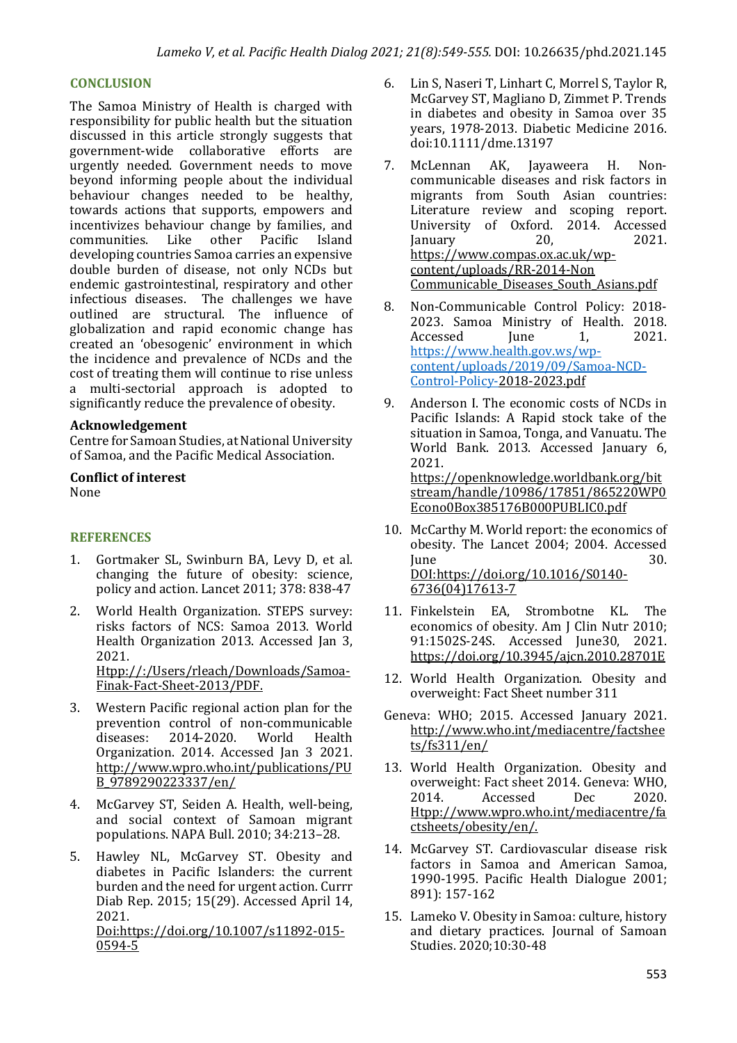## CONCLUSION

The Samoa Ministry of Health is charged with responsibility for public health but the situation discussed in this article strongly suggests that government-wide collaborative efforts are urgently needed. Government needs to move beyond informing people about the individual behaviour changes needed to be healthy, towards actions that supports, empowers and incentivizes behaviour change by families, and communities. Like other Pacific Island developing countries Samoa carries an expensive double burden of disease, not only NCDs but endemic gastrointestinal, respiratory and other infectious diseases. The challenges we have outlined are structural. The influence of globalization and rapid economic change has created an 'obesogenic' environment in which the incidence and prevalence of NCDs and the cost of treating them will continue to rise unless a multi-sectorial approach is adopted to significantly reduce the prevalence of obesity.

**Acknowledgement**

Centre for Samoan Studies, at National University of Samoa, and the Pacific Medical Association.

**Conflict of interest**

None

## REFERENCES

1. Gortmaker SL, Swinburn BA, Levy D, et al. changing the future of obesity: science, policy and action. Lancet 2011; 378: 838-47
2. World Health Organization. STEPS survey: risks factors of NCS: Samoa 2013. World Health Organization 2013. Accessed Jan 3, 2021. Htpp://:/Users/rleach/Downloads/Samoa-Finak-Fact-Sheet-2013/PDF.
3. Western Pacific regional action plan for the prevention control of non-communicable diseases: 2014-2020. World Health Organization. 2014. Accessed Jan 3 2021. http://www.wpro.who.int/publications/PUB_9789290223337/en/
4. McGarvey ST, Seiden A. Health, well-being, and social context of Samoan migrant populations. NAPA Bull. 2010; 34:213–28.
5. Hawley NL, McGarvey ST. Obesity and diabetes in Pacific Islanders: the current burden and the need for urgent action. Currr Diab Rep. 2015; 15(29). Accessed April 14, 2021. Doi:https://doi.org/10.1007/s11892-015-0594-5
6. Lin S, Naseri T, Linhart C, Morrel S, Taylor R, McGarvey ST, Magliano D, Zimmet P. Trends in diabetes and obesity in Samoa over 35 years, 1978-2013. Diabetic Medicine 2016. doi:10.1111/dme.13197
7. McLennan AK, Jayaweera H. Non-communicable diseases and risk factors in migrants from South Asian countries: Literature review and scoping report. University of Oxford. 2014. Accessed January 20, 2021. https://www.compas.ox.ac.uk/wp-content/uploads/RR-2014-Non Communicable_Diseases_South_Asians.pdf
8. Non-Communicable Control Policy: 2018-2023. Samoa Ministry of Health. 2018. Accessed June 1, 2021. https://www.health.gov.ws/wp-content/uploads/2019/09/Samoa-NCD-Control-Policy-2018-2023.pdf
9. Anderson I. The economic costs of NCDs in Pacific Islands: A Rapid stock take of the situation in Samoa, Tonga, and Vanuatu. The World Bank. 2013. Accessed January 6, 2021. https://openknowledge.worldbank.org/bitstream/handle/10986/17851/865220WP0Econo0Box385176B000PUBLIC0.pdf
10. McCarthy M. World report: the economics of obesity. The Lancet 2004; 2004. Accessed June 30. DOI:https://doi.org/10.1016/S0140-6736(04)17613-7
11. Finkelstein EA, Strombotne KL. The economics of obesity. Am J Clin Nutr 2010; 91:1502S-24S. Accessed June30, 2021. https://doi.org/10.3945/ajcn.2010.28701E
12. World Health Organization. Obesity and overweight: Fact Sheet number 311 Geneva: WHO; 2015. Accessed January 2021. http://www.who.int/mediacentre/factsheets/fs311/en/
13. World Health Organization. Obesity and overweight: Fact sheet 2014. Geneva: WHO, 2014. Accessed Dec 2020. Htpp://www.wpro.who.int/mediacentre/factsheets/obesity/en/.
14. McGarvey ST. Cardiovascular disease risk factors in Samoa and American Samoa, 1990-1995. Pacific Health Dialogue 2001; 891): 157-162
15. Lameko V. Obesity in Samoa: culture, history and dietary practices. Journal of Samoan Studies. 2020;10:30-48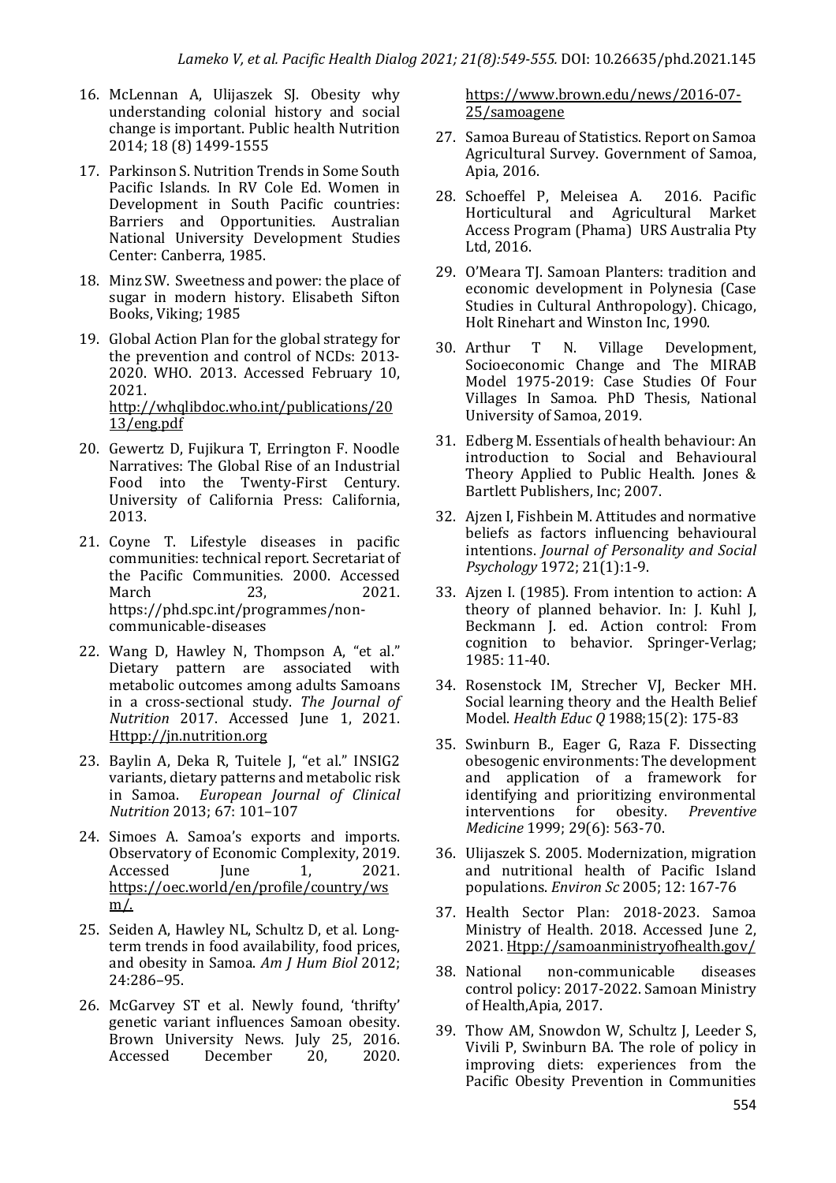16. McLennan A, Ulijaszek SJ. Obesity why understanding colonial history and social change is important. Public health Nutrition 2014; 18 (8) 1499-1555
17. Parkinson S. Nutrition Trends in Some South Pacific Islands. In RV Cole Ed. Women in Development in South Pacific countries: Barriers and Opportunities. Australian National University Development Studies Center: Canberra, 1985.
18. Minz SW. Sweetness and power: the place of sugar in modern history. Elisabeth Sifton Books, Viking; 1985
19. Global Action Plan for the global strategy for the prevention and control of NCDs: 2013-2020. WHO. 2013. Accessed February 10, 2021. http://whqlibdoc.who.int/publications/2013/eng.pdf
20. Gewertz D, Fujikura T, Errington F. Noodle Narratives: The Global Rise of an Industrial Food into the Twenty-First Century. University of California Press: California, 2013.
21. Coyne T. Lifestyle diseases in pacific communities: technical report. Secretariat of the Pacific Communities. 2000. Accessed March 23, 2021. https://phd.spc.int/programmes/non-communicable-diseases
22. Wang D, Hawley N, Thompson A, "et al." Dietary pattern are associated with metabolic outcomes among adults Samoans in a cross-sectional study. *The Journal of Nutrition* 2017. Accessed June 1, 2021. Httpp://jn.nutrition.org
23. Baylin A, Deka R, Tuitele J, "et al." INSIG2 variants, dietary patterns and metabolic risk in Samoa. *European Journal of Clinical Nutrition* 2013; 67: 101–107
24. Simoes A. Samoa's exports and imports. Observatory of Economic Complexity, 2019. Accessed June 1, 2021. https://oec.world/en/profile/country/wsm/.
25. Seiden A, Hawley NL, Schultz D, et al. Long-term trends in food availability, food prices, and obesity in Samoa. *Am J Hum Biol* 2012; 24:286–95.
26. McGarvey ST et al. Newly found, 'thrifty' genetic variant influences Samoan obesity. Brown University News. July 25, 2016. Accessed December 20, 2020. https://www.brown.edu/news/2016-07-25/samoagene
27. Samoa Bureau of Statistics. Report on Samoa Agricultural Survey. Government of Samoa, Apia, 2016.
28. Schoeffel P, Meleisea A. 2016. Pacific Horticultural and Agricultural Market Access Program (Phama) URS Australia Pty Ltd, 2016.
29. O'Meara TJ. Samoan Planters: tradition and economic development in Polynesia (Case Studies in Cultural Anthropology). Chicago, Holt Rinehart and Winston Inc, 1990.
30. Arthur T N. Village Development, Socioeconomic Change and The MIRAB Model 1975-2019: Case Studies Of Four Villages In Samoa. PhD Thesis, National University of Samoa, 2019.
31. Edberg M. Essentials of health behaviour: An introduction to Social and Behavioural Theory Applied to Public Health. Jones & Bartlett Publishers, Inc; 2007.
32. Ajzen I, Fishbein M. Attitudes and normative beliefs as factors influencing behavioural intentions. *Journal of Personality and Social Psychology* 1972; 21(1):1-9.
33. Ajzen I. (1985). From intention to action: A theory of planned behavior. In: J. Kuhl J, Beckmann J. ed. Action control: From cognition to behavior. Springer-Verlag; 1985: 11-40.
34. Rosenstock IM, Strecher VJ, Becker MH. Social learning theory and the Health Belief Model. *Health Educ Q* 1988;15(2): 175-83
35. Swinburn B., Eager G, Raza F. Dissecting obesogenic environments: The development and application of a framework for identifying and prioritizing environmental interventions for obesity. *Preventive Medicine* 1999; 29(6): 563-70.
36. Ulijaszek S. 2005. Modernization, migration and nutritional health of Pacific Island populations. *Environ Sc* 2005; 12: 167-76
37. Health Sector Plan: 2018-2023. Samoa Ministry of Health. 2018. Accessed June 2, 2021. Htpp://samoanministryofhealth.gov/
38. National non-communicable diseases control policy: 2017-2022. Samoan Ministry of Health,Apia, 2017.
39. Thow AM, Snowdon W, Schultz J, Leeder S, Vivili P, Swinburn BA. The role of policy in improving diets: experiences from the Pacific Obesity Prevention in Communities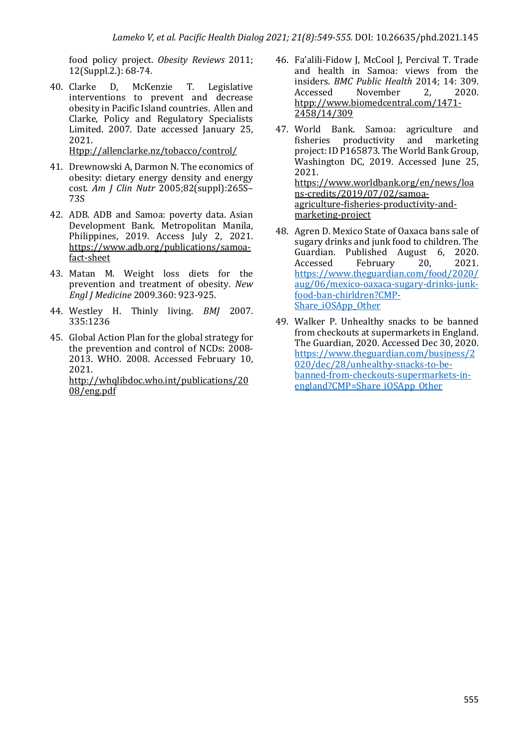food policy project. *Obesity Reviews* 2011; 12(Suppl.2.): 68-74.

40. Clarke D, McKenzie T. Legislative interventions to prevent and decrease obesity in Pacific Island countries. Allen and Clarke, Policy and Regulatory Specialists Limited. 2007. Date accessed January 25, 2021. Htpp://allenclarke.nz/tobacco/control/

41. Drewnowski A, Darmon N. The economics of obesity: dietary energy density and energy cost. *Am J Clin Nutr* 2005;82(suppl):265S–73S

42. ADB. ADB and Samoa: poverty data. Asian Development Bank. Metropolitan Manila, Philippines, 2019. Access July 2, 2021. https://www.adb.org/publications/samoa-fact-sheet

43. Matan M. Weight loss diets for the prevention and treatment of obesity. *New Engl J Medicine* 2009.360: 923-925.

44. Westley H. Thinly living. *BMJ* 2007. 335:1236

45. Global Action Plan for the global strategy for the prevention and control of NCDs: 2008-2013. WHO. 2008. Accessed February 10, 2021. http://whqlibdoc.who.int/publications/2008/eng.pdf

46. Fa'alili-Fidow J, McCool J, Percival T. Trade and health in Samoa: views from the insiders. *BMC Public Health* 2014; 14: 309. Accessed November 2, 2020. htpp://www.biomedcentral.com/1471-2458/14/309

47. World Bank. Samoa: agriculture and fisheries productivity and marketing project: ID P165873. The World Bank Group, Washington DC, 2019. Accessed June 25, 2021. https://www.worldbank.org/en/news/loans-credits/2019/07/02/samoa-agriculture-fisheries-productivity-and-marketing-project

48. Agren D. Mexico State of Oaxaca bans sale of sugary drinks and junk food to children. The Guardian. Published August 6, 2020. Accessed February 20, 2021. https://www.theguardian.com/food/2020/aug/06/mexico-oaxaca-sugary-drinks-junk-food-ban-chirldren?CMP-Share_iOSApp_Other

49. Walker P. Unhealthy snacks to be banned from checkouts at supermarkets in England. The Guardian, 2020. Accessed Dec 30, 2020. https://www.theguardian.com/business/2020/dec/28/unhealthy-snacks-to-be-banned-from-checkouts-supermarkets-in-england?CMP=Share_iOSApp_Other